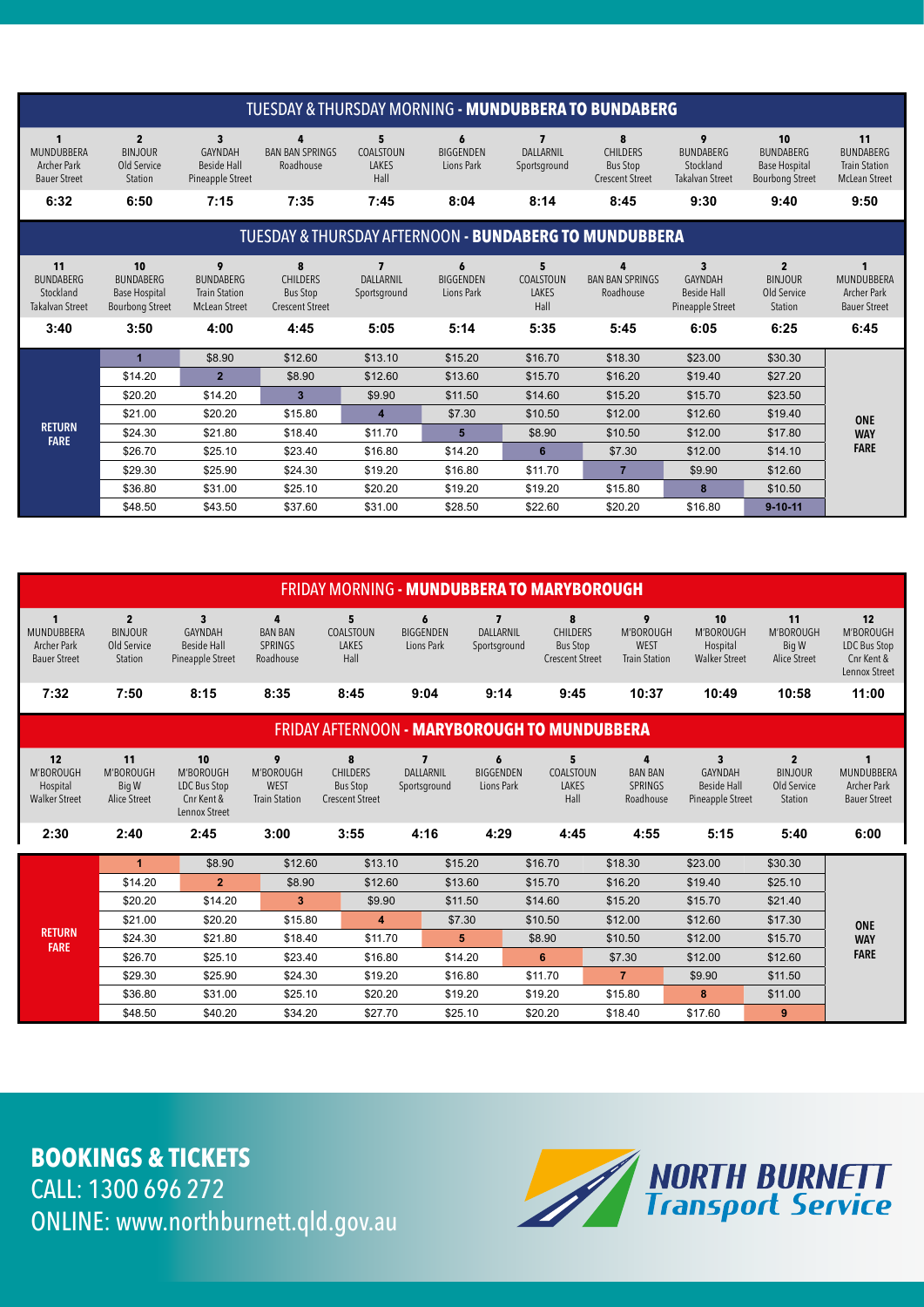## TUESDAY & THURSDAY MORNING - MUNDUBBERA TO BUNDABERG

| 1 MUNDUBBERA Archer Park Bauer Street | 2 BINJOUR Old Service Station | 3 GAYNDAH Beside Hall Pineapple Street | 4 BAN BAN SPRINGS Roadhouse | 5 COALSTOUN LAKES Hall | 6 BIGGENDEN Lions Park | 7 DALLARNIL Sportsground | 8 CHILDERS Bus Stop Crescent Street | 9 BUNDABERG Stockland Takalvan Street | 10 BUNDABERG Base Hospital Bourbong Street | 11 BUNDABERG Train Station McLean Street |
|---|---|---|---|---|---|---|---|---|---|---|
| 6:32 | 6:50 | 7:15 | 7:35 | 7:45 | 8:04 | 8:14 | 8:45 | 9:30 | 9:40 | 9:50 |

## TUESDAY & THURSDAY AFTERNOON - BUNDABERG TO MUNDUBBERA

| 11 BUNDABERG Stockland Takalvan Street | 10 BUNDABERG Base Hospital Bourbong Street | 9 BUNDABERG Train Station McLean Street | 8 CHILDERS Bus Stop Crescent Street | 7 DALLARNIL Sportsground | 6 BIGGENDEN Lions Park | 5 COALSTOUN LAKES Hall | 4 BAN BAN SPRINGS Roadhouse | 3 GAYNDAH Beside Hall Pineapple Street | 2 BINJOUR Old Service Station | 1 MUNDUBBERA Archer Park Bauer Street |
|---|---|---|---|---|---|---|---|---|---|---|
| 3:40 | 3:50 | 4:00 | 4:45 | 5:05 | 5:14 | 5:35 | 5:45 | 6:05 | 6:25 | 6:45 |

| RETURN FARE | | | | | | | | | | ONE WAY FARE |
|---|---|---|---|---|---|---|---|---|---|---|
| | 1 | $8.90 | $12.60 | $13.10 | $15.20 | $16.70 | $18.30 | $23.00 | $30.30 | |
| | $14.20 | 2 | $8.90 | $12.60 | $13.60 | $15.70 | $16.20 | $19.40 | $27.20 | |
| | $20.20 | $14.20 | 3 | $9.90 | $11.50 | $14.60 | $15.20 | $15.70 | $23.50 | |
| | $21.00 | $20.20 | $15.80 | 4 | $7.30 | $10.50 | $12.00 | $12.60 | $19.40 | |
| | $24.30 | $21.80 | $18.40 | $11.70 | 5 | $8.90 | $10.50 | $12.00 | $17.80 | |
| | $26.70 | $25.10 | $23.40 | $16.80 | $14.20 | 6 | $7.30 | $12.00 | $14.10 | |
| | $29.30 | $25.90 | $24.30 | $19.20 | $16.80 | $11.70 | 7 | $9.90 | $12.60 | |
| | $36.80 | $31.00 | $25.10 | $20.20 | $19.20 | $19.20 | $15.80 | 8 | $10.50 | |
| | $48.50 | $43.50 | $37.60 | $31.00 | $28.50 | $22.60 | $20.20 | $16.80 | 9-10-11 | |

## FRIDAY MORNING - MUNDUBBERA TO MARYBOROUGH

| 1 MUNDUBBERA Archer Park Bauer Street | 2 BINJOUR Old Service Station | 3 GAYNDAH Beside Hall Pineapple Street | 4 BAN BAN SPRINGS Roadhouse | 5 COALSTOUN LAKES Hall | 6 BIGGENDEN Lions Park | 7 DALLARNIL Sportsground | 8 CHILDERS Bus Stop Crescent Street | 9 M'BOROUGH WEST Train Station | 10 M'BOROUGH Hospital Walker Street | 11 M'BOROUGH Big W Alice Street | 12 M'BOROUGH LDC Bus Stop Cnr Kent & Lennox Street |
|---|---|---|---|---|---|---|---|---|---|---|---|
| 7:32 | 7:50 | 8:15 | 8:35 | 8:45 | 9:04 | 9:14 | 9:45 | 10:37 | 10:49 | 10:58 | 11:00 |

## FRIDAY AFTERNOON - MARYBOROUGH TO MUNDUBBERA

| 12 M'BOROUGH Hospital Walker Street | 11 M'BOROUGH Big W Alice Street | 10 M'BOROUGH LDC Bus Stop Cnr Kent & Lennox Street | 9 M'BOROUGH WEST Train Station | 8 CHILDERS Bus Stop Crescent Street | 7 DALLARNIL Sportsground | 6 BIGGENDEN Lions Park | 5 COALSTOUN LAKES Hall | 4 BAN BAN SPRINGS Roadhouse | 3 GAYNDAH Beside Hall Pineapple Street | 2 BINJOUR Old Service Station | 1 MUNDUBBERA Archer Park Bauer Street |
|---|---|---|---|---|---|---|---|---|---|---|---|
| 2:30 | 2:40 | 2:45 | 3:00 | 3:55 | 4:16 | 4:29 | 4:45 | 4:55 | 5:15 | 5:40 | 6:00 |

| RETURN FARE | | | | | | | | | | ONE WAY FARE |
|---|---|---|---|---|---|---|---|---|---|---|
| | 1 | $8.90 | $12.60 | $13.10 | $15.20 | $16.70 | $18.30 | $23.00 | $30.30 | |
| | $14.20 | 2 | $8.90 | $12.60 | $13.60 | $15.70 | $16.20 | $19.40 | $25.10 | |
| | $20.20 | $14.20 | 3 | $9.90 | $11.50 | $14.60 | $15.20 | $15.70 | $21.40 | |
| | $21.00 | $20.20 | $15.80 | 4 | $7.30 | $10.50 | $12.00 | $12.60 | $17.30 | |
| | $24.30 | $21.80 | $18.40 | $11.70 | 5 | $8.90 | $10.50 | $12.00 | $15.70 | |
| | $26.70 | $25.10 | $23.40 | $16.80 | $14.20 | 6 | $7.30 | $12.00 | $12.60 | |
| | $29.30 | $25.90 | $24.30 | $19.20 | $16.80 | $11.70 | 7 | $9.90 | $11.50 | |
| | $36.80 | $31.00 | $25.10 | $20.20 | $19.20 | $19.20 | $15.80 | 8 | $11.00 | |
| | $48.50 | $40.20 | $34.20 | $27.70 | $25.10 | $20.20 | $18.40 | $17.60 | 9 | |

## BOOKINGS & TICKETS

CALL: 1300 696 272

ONLINE: www.northburnett.qld.gov.au

NORTH BURNETT Transport Service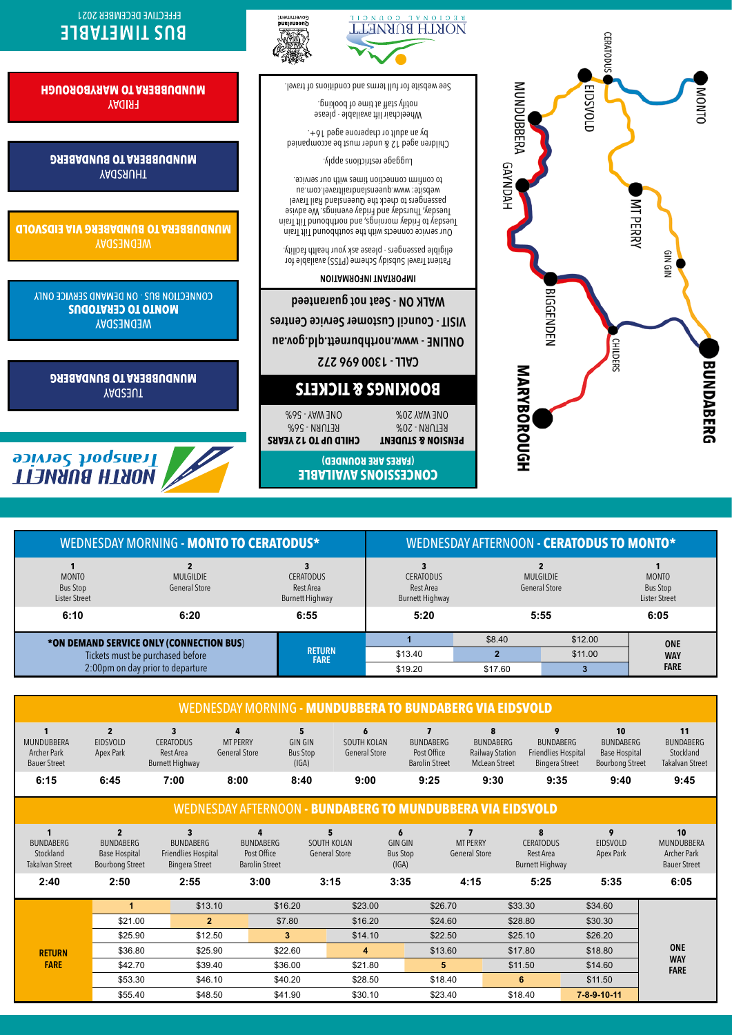# BUS TIMETABLE

EFFECTIVE DECEMBER 2021

NORTH BURNETT Regional Council

Queensland Government

**NORTH BURNETT** *Transport Service*

**TUESDAY** – MUNDUBBERA TO BUNDABERG

**WEDNESDAY** – MONTO TO CERATODUS – CONNECTION BUS - ON DEMAND SERVICE ONLY

**WEDNESDAY** – MUNDUBBERA TO BUNDABERG VIA EIDSVOLD

**THURSDAY** – MUNDUBBERA TO BUNDABERG

**FRIDAY** – MUNDUBBERA TO MARYBOROUGH

## CONCESSIONS AVAILABLE (FARES ARE ROUNDED)

| PENSION & STUDENT | CHILD UP TO 12 YEARS |
|---|---|
| RETURN - 20% | RETURN - 56% |
| ONE WAY 20% | ONE WAY - 56% |

## BOOKINGS & TICKETS

- CALL - 1300 696 272
- ONLINE - www.northburnett.qld.gov.au
- VISIT - Council Customer Service Centres
- WALK ON - Seat not guaranteed

### IMPORTANT INFORMATION

Patient Travel Subsidy Scheme (PTSS) available for eligible passengers - please ask your health facility.

Our service connects with the southbound Tilt Train Tuesday to Friday mornings, and northbound Tilt Train Tuesday, Thursday and Friday evenings. We advise passengers to check the Queensland Rail Travel website: www.queenslandrailtravel.com.au to confirm connection times with our service.

Luggage restrictions apply.

Children aged 12 & under must be accompanied by an adult or chaperone aged 16+.

Wheelchair lift available - please notify staff at time of booking.

See website for full terms and conditions of travel.

MONTO
CERATODUS
EIDSVOLD
MUNDUBBERA
GAYNDAH
MT PERRY
GIN GIN
BIGGENDEN
CHILDERS
BUNDABERG
MARYBOROUGH

## WEDNESDAY MORNING - MONTO TO CERATODUS*

| 1 MONTO Bus Stop Lister Street | 2 MULGILDIE General Store | 3 CERATODUS Rest Area Burnett Highway |
|---|---|---|
| 6:10 | 6:20 | 6:55 |

## WEDNESDAY AFTERNOON - CERATODUS TO MONTO*

| 3 CERATODUS Rest Area Burnett Highway | 2 MULGILDIE General Store | 1 MONTO Bus Stop Lister Street |
|---|---|---|
| 5:20 | 5:55 | 6:05 |

**\*ON DEMAND SERVICE ONLY (CONNECTION BUS)**
Tickets must be purchased before 2:00pm on day prior to departure

| RETURN FARE | | | | ONE WAY FARE |
|---|---|---|---|---|
| | 1 | $8.40 | $12.00 | |
| | $13.40 | 2 | $11.00 | |
| | $19.20 | $17.60 | 3 | |

## WEDNESDAY MORNING - MUNDUBBERA TO BUNDABERG VIA EIDSVOLD

| 1 MUNDUBBERA Archer Park Bauer Street | 2 EIDSVOLD Apex Park | 3 CERATODUS Rest Area Burnett Highway | 4 MT PERRY General Store | 5 GIN GIN Bus Stop (IGA) | 6 SOUTH KOLAN General Store | 7 BUNDABERG Post Office Barolin Street | 8 BUNDABERG Railway Station McLean Street | 9 BUNDABERG Friendlies Hospital Bingera Street | 10 BUNDABERG Base Hospital Bourbong Street | 11 BUNDABERG Stockland Takalvan Street |
|---|---|---|---|---|---|---|---|---|---|---|
| 6:15 | 6:45 | 7:00 | 8:00 | 8:40 | 9:00 | 9:25 | 9:30 | 9:35 | 9:40 | 9:45 |

## WEDNESDAY AFTERNOON - BUNDABERG TO MUNDUBBERA VIA EIDSVOLD

| 1 BUNDABERG Stockland Takalvan Street | 2 BUNDABERG Base Hospital Bourbong Street | 3 BUNDABERG Friendlies Hospital Bingera Street | 4 BUNDABERG Post Office Barolin Street | 5 SOUTH KOLAN General Store | 6 GIN GIN Bus Stop (IGA) | 7 MT PERRY General Store | 8 CERATODUS Rest Area Burnett Highway | 9 EIDSVOLD Apex Park | 10 MUNDUBBERA Archer Park Bauer Street |
|---|---|---|---|---|---|---|---|---|---|
| 2:40 | 2:50 | 2:55 | 3:00 | 3:15 | 3:35 | 4:15 | 5:25 | 5:35 | 6:05 |

| RETURN FARE | | | | | | | | ONE WAY FARE |
|---|---|---|---|---|---|---|---|---|
| | 1 | $13.10 | $16.20 | $23.00 | $26.70 | $33.30 | $34.60 | |
| | $21.00 | 2 | $7.80 | $16.20 | $24.60 | $28.80 | $30.30 | |
| | $25.90 | $12.50 | 3 | $14.10 | $22.50 | $25.10 | $26.20 | |
| | $36.80 | $25.90 | $22.60 | 4 | $13.60 | $17.80 | $18.80 | |
| | $42.70 | $39.40 | $36.00 | $21.80 | 5 | $11.50 | $14.60 | |
| | $53.30 | $46.10 | $40.20 | $28.50 | $18.40 | 6 | $11.50 | |
| | $55.40 | $48.50 | $41.90 | $30.10 | $23.40 | $18.40 | 7-8-9-10-11 | |